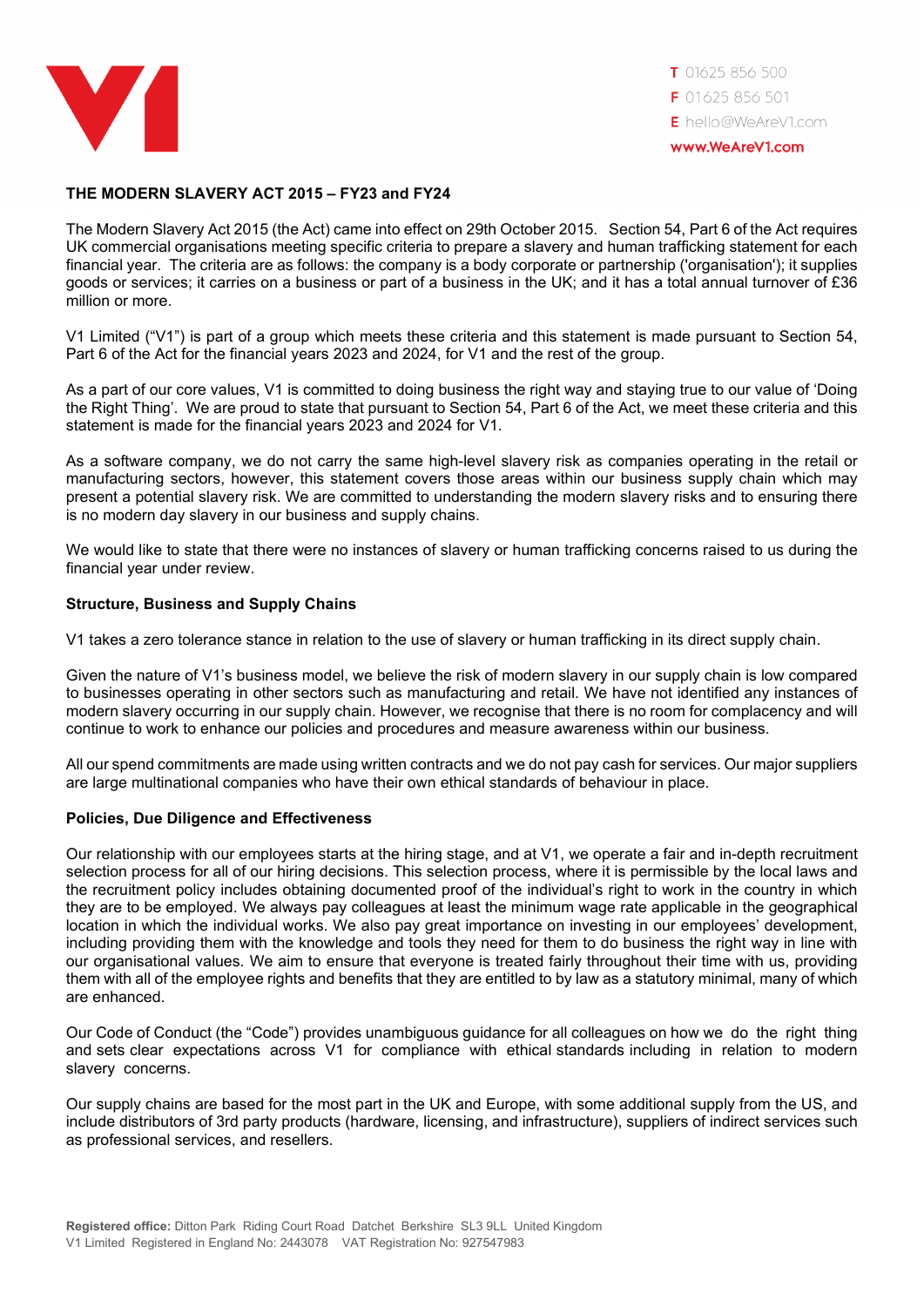T 01625 856 500
F 01625 856 501
E hello@WeAreV1.com
www.WeAreV1.com

**THE MODERN SLAVERY ACT 2015 – FY23 and FY24**

The Modern Slavery Act 2015 (the Act) came into effect on 29th October 2015. Section 54, Part 6 of the Act requires UK commercial organisations meeting specific criteria to prepare a slavery and human trafficking statement for each financial year. The criteria are as follows: the company is a body corporate or partnership ('organisation'); it supplies goods or services; it carries on a business or part of a business in the UK; and it has a total annual turnover of £36 million or more.

V1 Limited ("V1") is part of a group which meets these criteria and this statement is made pursuant to Section 54, Part 6 of the Act for the financial years 2023 and 2024, for V1 and the rest of the group.

As a part of our core values, V1 is committed to doing business the right way and staying true to our value of 'Doing the Right Thing'. We are proud to state that pursuant to Section 54, Part 6 of the Act, we meet these criteria and this statement is made for the financial years 2023 and 2024 for V1.

As a software company, we do not carry the same high-level slavery risk as companies operating in the retail or manufacturing sectors, however, this statement covers those areas within our business supply chain which may present a potential slavery risk. We are committed to understanding the modern slavery risks and to ensuring there is no modern day slavery in our business and supply chains.

We would like to state that there were no instances of slavery or human trafficking concerns raised to us during the financial year under review.

**Structure, Business and Supply Chains**

V1 takes a zero tolerance stance in relation to the use of slavery or human trafficking in its direct supply chain.

Given the nature of V1's business model, we believe the risk of modern slavery in our supply chain is low compared to businesses operating in other sectors such as manufacturing and retail. We have not identified any instances of modern slavery occurring in our supply chain. However, we recognise that there is no room for complacency and will continue to work to enhance our policies and procedures and measure awareness within our business.

All our spend commitments are made using written contracts and we do not pay cash for services. Our major suppliers are large multinational companies who have their own ethical standards of behaviour in place.

**Policies, Due Diligence and Effectiveness**

Our relationship with our employees starts at the hiring stage, and at V1, we operate a fair and in-depth recruitment selection process for all of our hiring decisions. This selection process, where it is permissible by the local laws and the recruitment policy includes obtaining documented proof of the individual's right to work in the country in which they are to be employed. We always pay colleagues at least the minimum wage rate applicable in the geographical location in which the individual works. We also pay great importance on investing in our employees' development, including providing them with the knowledge and tools they need for them to do business the right way in line with our organisational values. We aim to ensure that everyone is treated fairly throughout their time with us, providing them with all of the employee rights and benefits that they are entitled to by law as a statutory minimal, many of which are enhanced.

Our Code of Conduct (the "Code") provides unambiguous guidance for all colleagues on how we do the right thing and sets clear expectations across V1 for compliance with ethical standards including in relation to modern slavery concerns.

Our supply chains are based for the most part in the UK and Europe, with some additional supply from the US, and include distributors of 3rd party products (hardware, licensing, and infrastructure), suppliers of indirect services such as professional services, and resellers.

**Registered office:** Ditton Park Riding Court Road Datchet Berkshire SL3 9LL United Kingdom
V1 Limited Registered in England No: 2443078 VAT Registration No: 927547983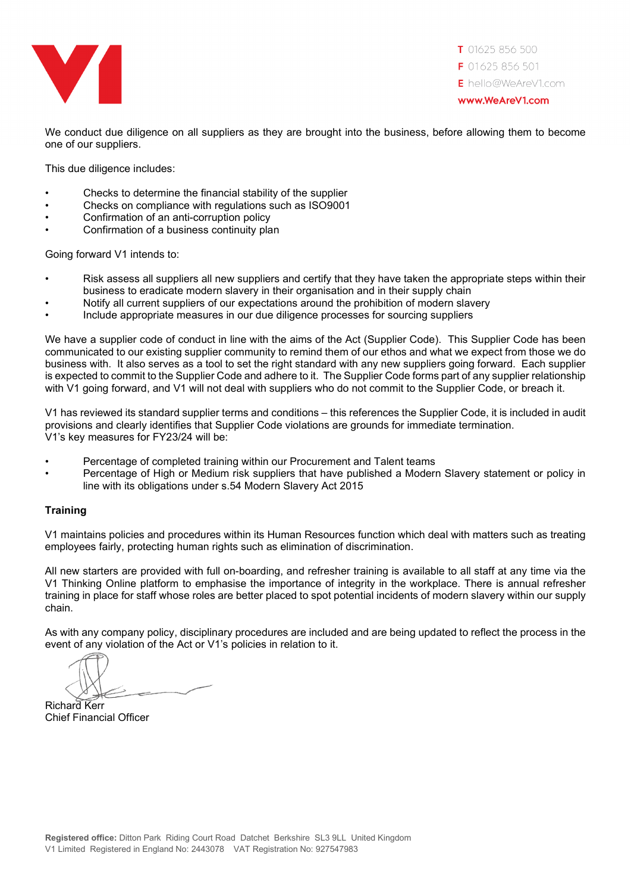We conduct due diligence on all suppliers as they are brought into the business, before allowing them to become one of our suppliers.

This due diligence includes:

- Checks to determine the financial stability of the supplier
- Checks on compliance with regulations such as ISO9001
- Confirmation of an anti-corruption policy
- Confirmation of a business continuity plan

Going forward V1 intends to:

- Risk assess all suppliers all new suppliers and certify that they have taken the appropriate steps within their business to eradicate modern slavery in their organisation and in their supply chain
- Notify all current suppliers of our expectations around the prohibition of modern slavery
- Include appropriate measures in our due diligence processes for sourcing suppliers

We have a supplier code of conduct in line with the aims of the Act (Supplier Code). This Supplier Code has been communicated to our existing supplier community to remind them of our ethos and what we expect from those we do business with. It also serves as a tool to set the right standard with any new suppliers going forward. Each supplier is expected to commit to the Supplier Code and adhere to it. The Supplier Code forms part of any supplier relationship with V1 going forward, and V1 will not deal with suppliers who do not commit to the Supplier Code, or breach it.

V1 has reviewed its standard supplier terms and conditions – this references the Supplier Code, it is included in audit provisions and clearly identifies that Supplier Code violations are grounds for immediate termination.
V1's key measures for FY23/24 will be:

- Percentage of completed training within our Procurement and Talent teams
- Percentage of High or Medium risk suppliers that have published a Modern Slavery statement or policy in line with its obligations under s.54 Modern Slavery Act 2015

**Training**

V1 maintains policies and procedures within its Human Resources function which deal with matters such as treating employees fairly, protecting human rights such as elimination of discrimination.

All new starters are provided with full on-boarding, and refresher training is available to all staff at any time via the V1 Thinking Online platform to emphasise the importance of integrity in the workplace. There is annual refresher training in place for staff whose roles are better placed to spot potential incidents of modern slavery within our supply chain.

As with any company policy, disciplinary procedures are included and are being updated to reflect the process in the event of any violation of the Act or V1's policies in relation to it.

Richard Kerr
Chief Financial Officer